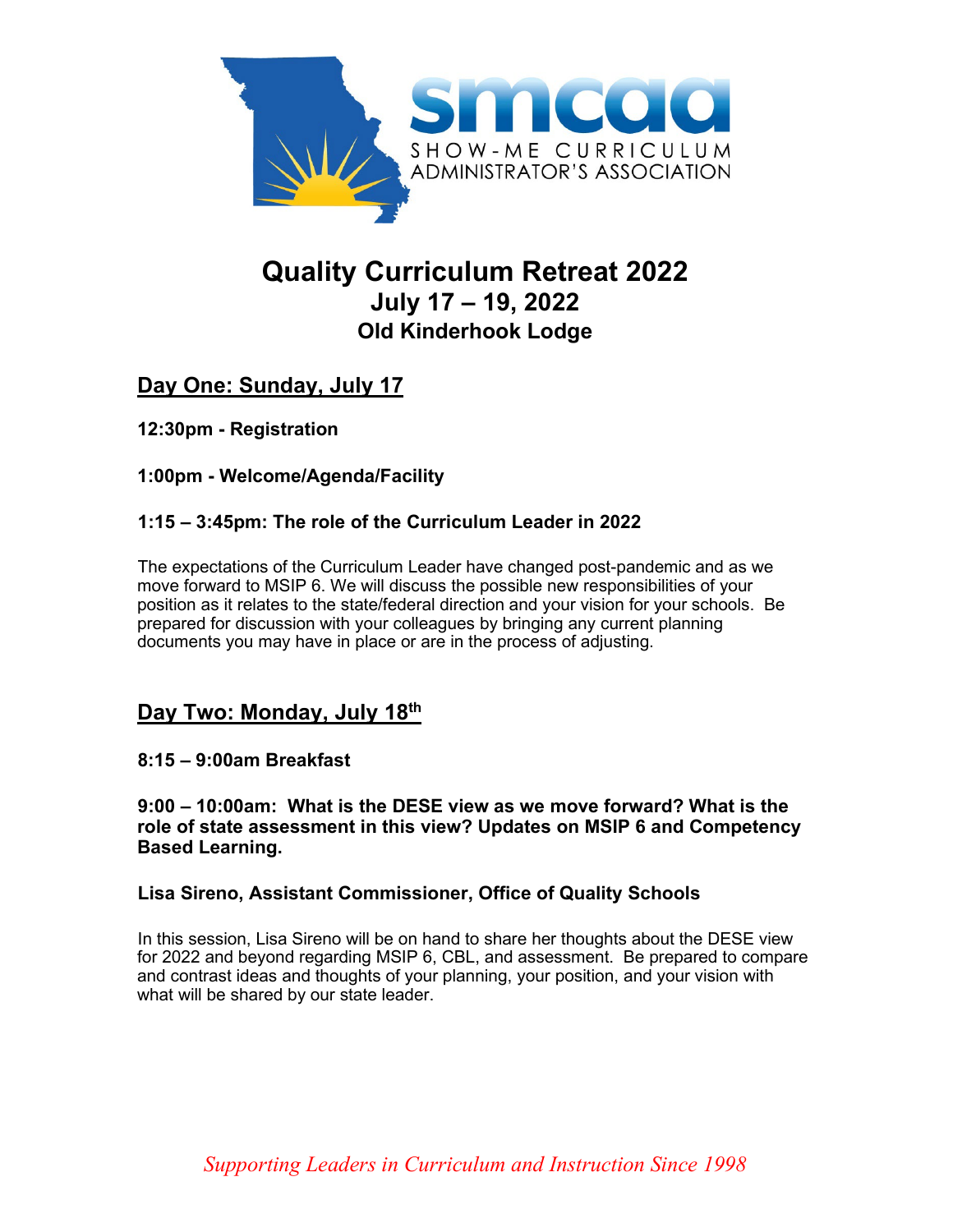smcaa

SHOW-ME CURRICULUM ADMINISTRATOR'S ASSOCIATION

# Quality Curriculum Retreat 2022
## July 17 – 19, 2022
### Old Kinderhook Lodge

## Day One: Sunday, July 17

**12:30pm - Registration**

**1:00pm - Welcome/Agenda/Facility**

**1:15 – 3:45pm: The role of the Curriculum Leader in 2022**

The expectations of the Curriculum Leader have changed post-pandemic and as we move forward to MSIP 6. We will discuss the possible new responsibilities of your position as it relates to the state/federal direction and your vision for your schools. Be prepared for discussion with your colleagues by bringing any current planning documents you may have in place or are in the process of adjusting.

## Day Two: Monday, July 18th

**8:15 – 9:00am Breakfast**

**9:00 – 10:00am: What is the DESE view as we move forward? What is the role of state assessment in this view? Updates on MSIP 6 and Competency Based Learning.**

**Lisa Sireno, Assistant Commissioner, Office of Quality Schools**

In this session, Lisa Sireno will be on hand to share her thoughts about the DESE view for 2022 and beyond regarding MSIP 6, CBL, and assessment. Be prepared to compare and contrast ideas and thoughts of your planning, your position, and your vision with what will be shared by our state leader.

*Supporting Leaders in Curriculum and Instruction Since 1998*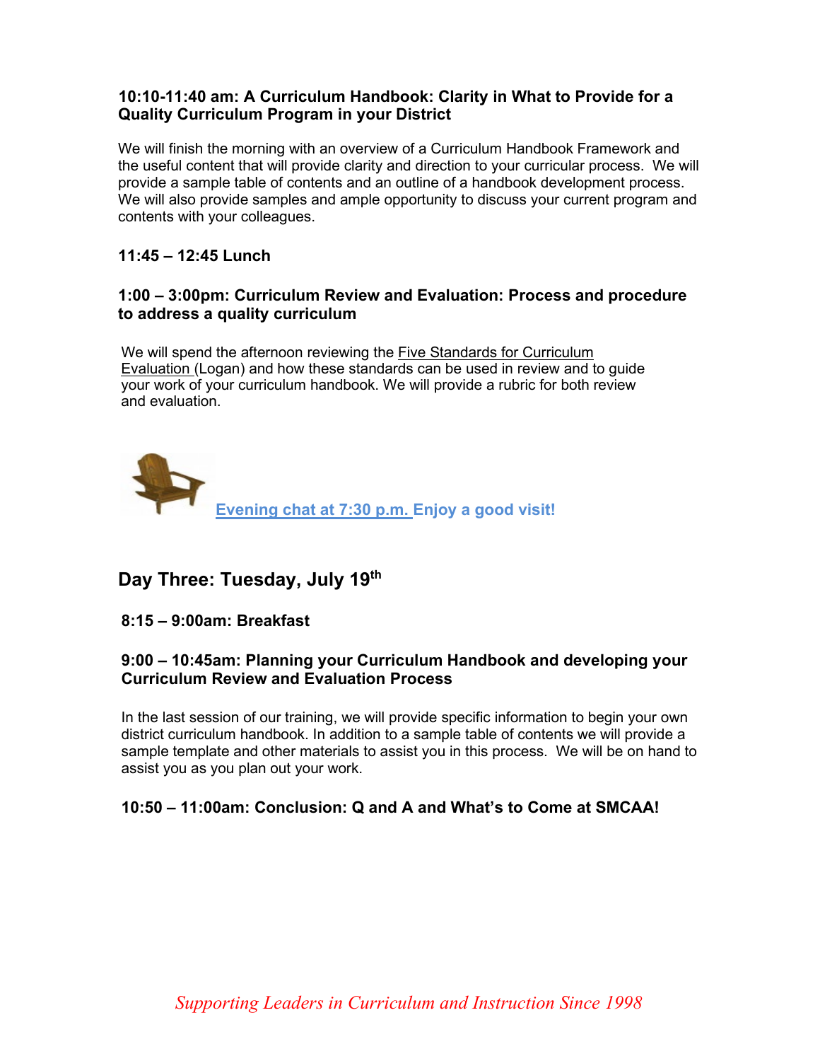**10:10-11:40 am: A Curriculum Handbook: Clarity in What to Provide for a Quality Curriculum Program in your District**

We will finish the morning with an overview of a Curriculum Handbook Framework and the useful content that will provide clarity and direction to your curricular process. We will provide a sample table of contents and an outline of a handbook development process. We will also provide samples and ample opportunity to discuss your current program and contents with your colleagues.

**11:45 – 12:45 Lunch**

**1:00 – 3:00pm: Curriculum Review and Evaluation: Process and procedure to address a quality curriculum**

We will spend the afternoon reviewing the Five Standards for Curriculum Evaluation (Logan) and how these standards can be used in review and to guide your work of your curriculum handbook. We will provide a rubric for both review and evaluation.

**Evening chat at 7:30 p.m. Enjoy a good visit!**

## Day Three: Tuesday, July 19th

**8:15 – 9:00am: Breakfast**

**9:00 – 10:45am: Planning your Curriculum Handbook and developing your Curriculum Review and Evaluation Process**

In the last session of our training, we will provide specific information to begin your own district curriculum handbook. In addition to a sample table of contents we will provide a sample template and other materials to assist you in this process. We will be on hand to assist you as you plan out your work.

**10:50 – 11:00am: Conclusion: Q and A and What's to Come at SMCAA!**

*Supporting Leaders in Curriculum and Instruction Since 1998*